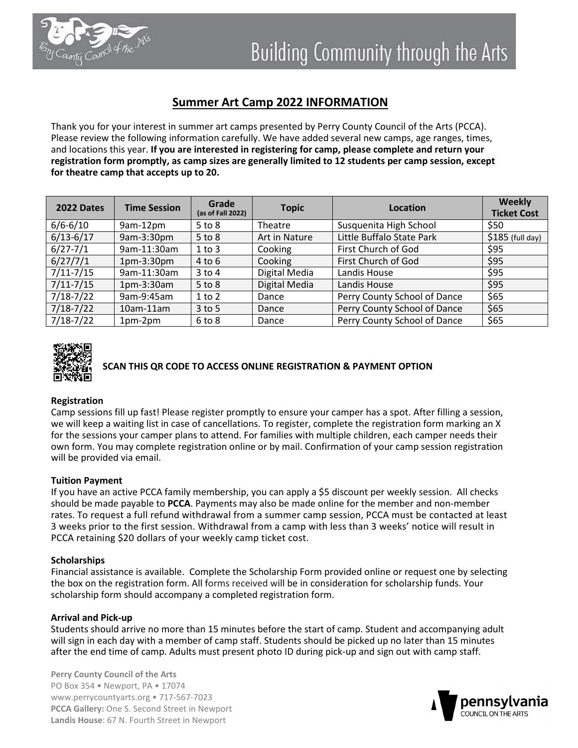Building Community through the Arts

## Summer Art Camp 2022 INFORMATION

Thank you for your interest in summer art camps presented by Perry County Council of the Arts (PCCA). Please review the following information carefully. We have added several new camps, age ranges, times, and locations this year. **If you are interested in registering for camp, please complete and return your registration form promptly, as camp sizes are generally limited to 12 students per camp session, except for theatre camp that accepts up to 20.**

| 2022 Dates | Time Session | Grade (as of Fall 2022) | Topic | Location | Weekly Ticket Cost |
|---|---|---|---|---|---|
| 6/6-6/10 | 9am-12pm | 5 to 8 | Theatre | Susquenita High School | $50 |
| 6/13-6/17 | 9am-3:30pm | 5 to 8 | Art in Nature | Little Buffalo State Park | $185 (full day) |
| 6/27-7/1 | 9am-11:30am | 1 to 3 | Cooking | First Church of God | $95 |
| 6/27/7/1 | 1pm-3:30pm | 4 to 6 | Cooking | First Church of God | $95 |
| 7/11-7/15 | 9am-11:30am | 3 to 4 | Digital Media | Landis House | $95 |
| 7/11-7/15 | 1pm-3:30am | 5 to 8 | Digital Media | Landis House | $95 |
| 7/18-7/22 | 9am-9:45am | 1 to 2 | Dance | Perry County School of Dance | $65 |
| 7/18-7/22 | 10am-11am | 3 to 5 | Dance | Perry County School of Dance | $65 |
| 7/18-7/22 | 1pm-2pm | 6 to 8 | Dance | Perry County School of Dance | $65 |

**SCAN THIS QR CODE TO ACCESS ONLINE REGISTRATION & PAYMENT OPTION**

### Registration

Camp sessions fill up fast! Please register promptly to ensure your camper has a spot. After filling a session, we will keep a waiting list in case of cancellations. To register, complete the registration form marking an X for the sessions your camper plans to attend. For families with multiple children, each camper needs their own form. You may complete registration online or by mail. Confirmation of your camp session registration will be provided via email.

### Tuition Payment

If you have an active PCCA family membership, you can apply a $5 discount per weekly session. All checks should be made payable to **PCCA**. Payments may also be made online for the member and non-member rates. To request a full refund withdrawal from a summer camp session, PCCA must be contacted at least 3 weeks prior to the first session. Withdrawal from a camp with less than 3 weeks' notice will result in PCCA retaining $20 dollars of your weekly camp ticket cost.

### Scholarships

Financial assistance is available. Complete the Scholarship Form provided online or request one by selecting the box on the registration form. All forms received will be in consideration for scholarship funds. Your scholarship form should accompany a completed registration form.

### Arrival and Pick-up

Students should arrive no more than 15 minutes before the start of camp. Student and accompanying adult will sign in each day with a member of camp staff. Students should be picked up no later than 15 minutes after the end time of camp. Adults must present photo ID during pick-up and sign out with camp staff.

**Perry County Council of the Arts**
PO Box 354 • Newport, PA • 17074
www.perrycountyarts.org • 717-567-7023
**PCCA Gallery:** One S. Second Street in Newport
**Landis House**: 67 N. Fourth Street in Newport

pennsylvania COUNCIL ON THE ARTS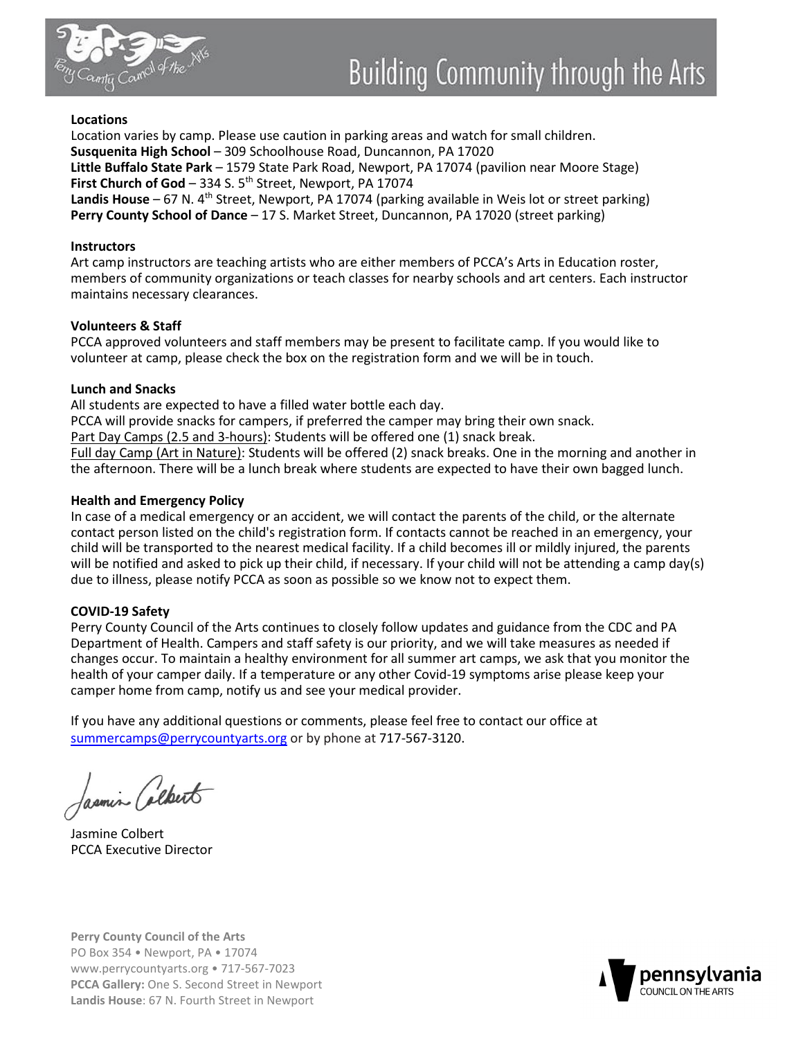**Locations**

Location varies by camp. Please use caution in parking areas and watch for small children.

**Susquenita High School** – 309 Schoolhouse Road, Duncannon, PA 17020
**Little Buffalo State Park** – 1579 State Park Road, Newport, PA 17074 (pavilion near Moore Stage)
**First Church of God** – 334 S. 5th Street, Newport, PA 17074
**Landis House** – 67 N. 4th Street, Newport, PA 17074 (parking available in Weis lot or street parking)
**Perry County School of Dance** – 17 S. Market Street, Duncannon, PA 17020 (street parking)

**Instructors**

Art camp instructors are teaching artists who are either members of PCCA's Arts in Education roster, members of community organizations or teach classes for nearby schools and art centers. Each instructor maintains necessary clearances.

**Volunteers & Staff**

PCCA approved volunteers and staff members may be present to facilitate camp. If you would like to volunteer at camp, please check the box on the registration form and we will be in touch.

**Lunch and Snacks**

All students are expected to have a filled water bottle each day.
PCCA will provide snacks for campers, if preferred the camper may bring their own snack.
Part Day Camps (2.5 and 3-hours): Students will be offered one (1) snack break.
Full day Camp (Art in Nature): Students will be offered (2) snack breaks. One in the morning and another in the afternoon. There will be a lunch break where students are expected to have their own bagged lunch.

**Health and Emergency Policy**

In case of a medical emergency or an accident, we will contact the parents of the child, or the alternate contact person listed on the child's registration form. If contacts cannot be reached in an emergency, your child will be transported to the nearest medical facility. If a child becomes ill or mildly injured, the parents will be notified and asked to pick up their child, if necessary. If your child will not be attending a camp day(s) due to illness, please notify PCCA as soon as possible so we know not to expect them.

**COVID-19 Safety**

Perry County Council of the Arts continues to closely follow updates and guidance from the CDC and PA Department of Health. Campers and staff safety is our priority, and we will take measures as needed if changes occur. To maintain a healthy environment for all summer art camps, we ask that you monitor the health of your camper daily. If a temperature or any other Covid-19 symptoms arise please keep your camper home from camp, notify us and see your medical provider.

If you have any additional questions or comments, please feel free to contact our office at summercamps@perrycountyarts.org or by phone at 717-567-3120.

Jasmine Colbert
PCCA Executive Director

**Perry County Council of the Arts**
PO Box 354 • Newport, PA • 17074
www.perrycountyarts.org • 717-567-7023
**PCCA Gallery:** One S. Second Street in Newport
**Landis House**: 67 N. Fourth Street in Newport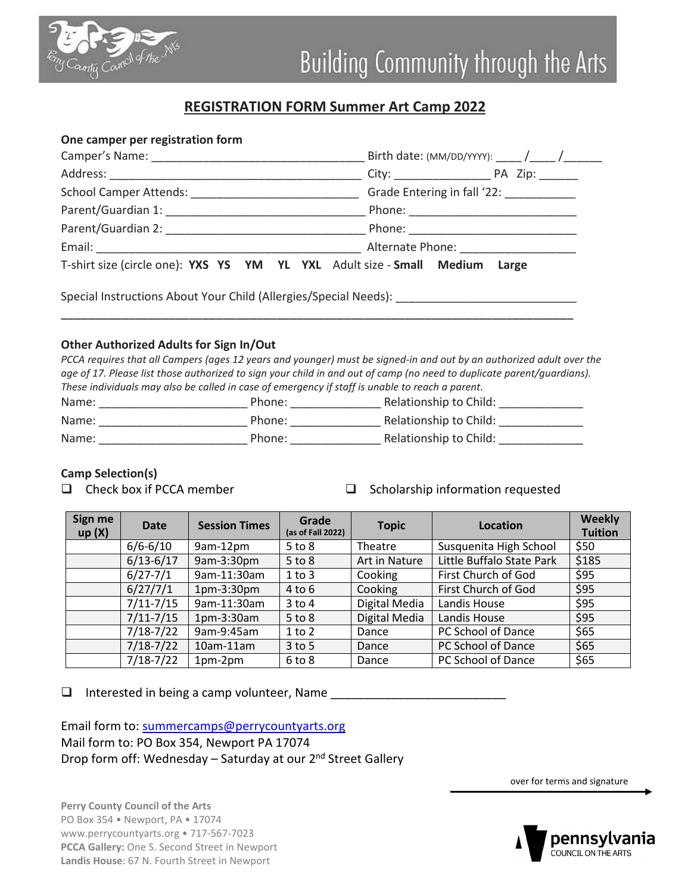Building Community through the Arts

# REGISTRATION FORM Summer Art Camp 2022

**One camper per registration form**

Camper's Name: ________________________________ Birth date: (MM/DD/YYYY): ____ /____ /______

Address: ________________________________________ City: _______________ PA Zip: ______

School Camper Attends: _________________________ Grade Entering in fall '22: ___________

Parent/Guardian 1: _____________________________ Phone: _________________________

Parent/Guardian 2: _____________________________ Phone: _________________________

Email: ________________________________________ Alternate Phone: __________________

T-shirt size (circle one): **YXS YS YM YL YXL** Adult size - **Small Medium Large**

Special Instructions About Your Child (Allergies/Special Needs): ____________________________

______________________________________________________________________________

**Other Authorized Adults for Sign In/Out**

*PCCA requires that all Campers (ages 12 years and younger) must be signed-in and out by an authorized adult over the age of 17. Please list those authorized to sign your child in and out of camp (no need to duplicate parent/guardians). These individuals may also be called in case of emergency if staff is unable to reach a parent.*

Name: ______________________ Phone: ______________ Relationship to Child: _____________

Name: ______________________ Phone: ______________ Relationship to Child: _____________

Name: ______________________ Phone: ______________ Relationship to Child: _____________

**Camp Selection(s)**

❑ Check box if PCCA member ❑ Scholarship information requested

| Sign me up (X) | Date | Session Times | Grade (as of Fall 2022) | Topic | Location | Weekly Tuition |
|---|---|---|---|---|---|---|
| | 6/6-6/10 | 9am-12pm | 5 to 8 | Theatre | Susquenita High School | $50 |
| | 6/13-6/17 | 9am-3:30pm | 5 to 8 | Art in Nature | Little Buffalo State Park | $185 |
| | 6/27-7/1 | 9am-11:30am | 1 to 3 | Cooking | First Church of God | $95 |
| | 6/27/7/1 | 1pm-3:30pm | 4 to 6 | Cooking | First Church of God | $95 |
| | 7/11-7/15 | 9am-11:30am | 3 to 4 | Digital Media | Landis House | $95 |
| | 7/11-7/15 | 1pm-3:30am | 5 to 8 | Digital Media | Landis House | $95 |
| | 7/18-7/22 | 9am-9:45am | 1 to 2 | Dance | PC School of Dance | $65 |
| | 7/18-7/22 | 10am-11am | 3 to 5 | Dance | PC School of Dance | $65 |
| | 7/18-7/22 | 1pm-2pm | 6 to 8 | Dance | PC School of Dance | $65 |

❑ Interested in being a camp volunteer, Name _________________________

Email form to: summercamps@perrycountyarts.org
Mail form to: PO Box 354, Newport PA 17074
Drop form off: Wednesday – Saturday at our 2nd Street Gallery

over for terms and signature →

**Perry County Council of the Arts**
PO Box 354 • Newport, PA • 17074
www.perrycountyarts.org • 717-567-7023
**PCCA Gallery:** One S. Second Street in Newport
**Landis House**: 67 N. Fourth Street in Newport

pennsylvania COUNCIL ON THE ARTS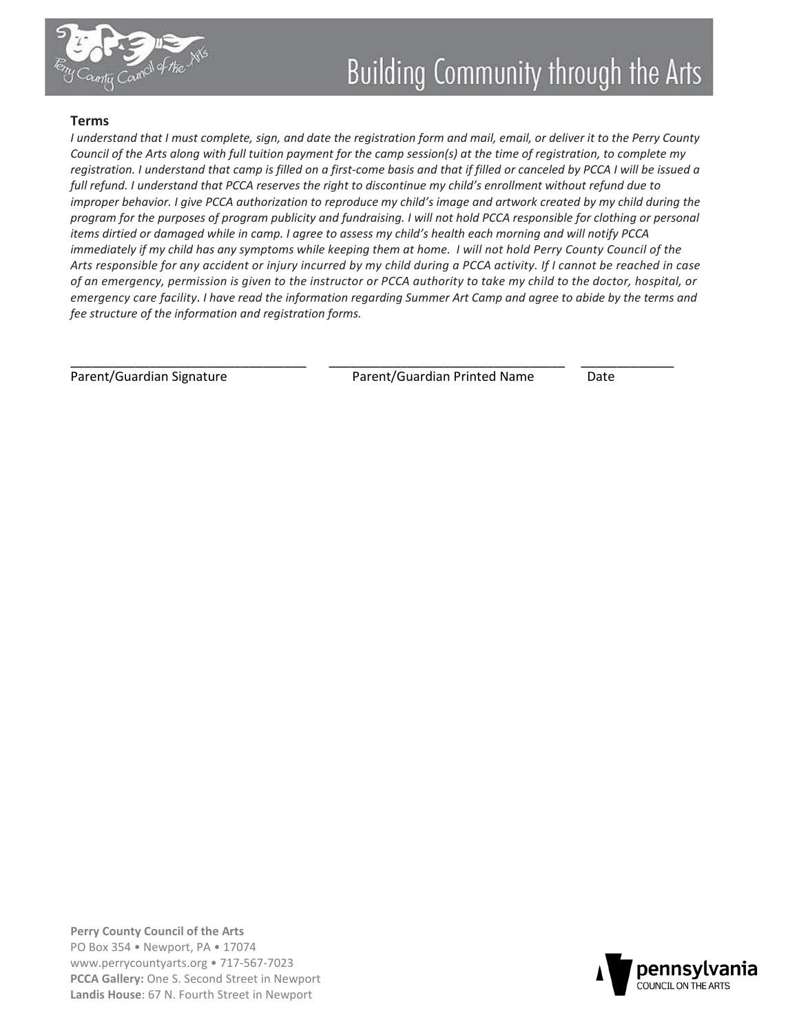**Terms**

*I understand that I must complete, sign, and date the registration form and mail, email, or deliver it to the Perry County Council of the Arts along with full tuition payment for the camp session(s) at the time of registration, to complete my registration. I understand that camp is filled on a first-come basis and that if filled or canceled by PCCA I will be issued a full refund. I understand that PCCA reserves the right to discontinue my child's enrollment without refund due to improper behavior. I give PCCA authorization to reproduce my child's image and artwork created by my child during the program for the purposes of program publicity and fundraising. I will not hold PCCA responsible for clothing or personal items dirtied or damaged while in camp. I agree to assess my child's health each morning and will notify PCCA immediately if my child has any symptoms while keeping them at home. I will not hold Perry County Council of the Arts responsible for any accident or injury incurred by my child during a PCCA activity. If I cannot be reached in case of an emergency, permission is given to the instructor or PCCA authority to take my child to the doctor, hospital, or emergency care facility. I have read the information regarding Summer Art Camp and agree to abide by the terms and fee structure of the information and registration forms.*

___________________________________ ___________________________________ _____________

Parent/Guardian Signature Parent/Guardian Printed Name Date

**Perry County Council of the Arts**
PO Box 354 • Newport, PA • 17074
www.perrycountyarts.org • 717-567-7023
**PCCA Gallery:** One S. Second Street in Newport
**Landis House**: 67 N. Fourth Street in Newport